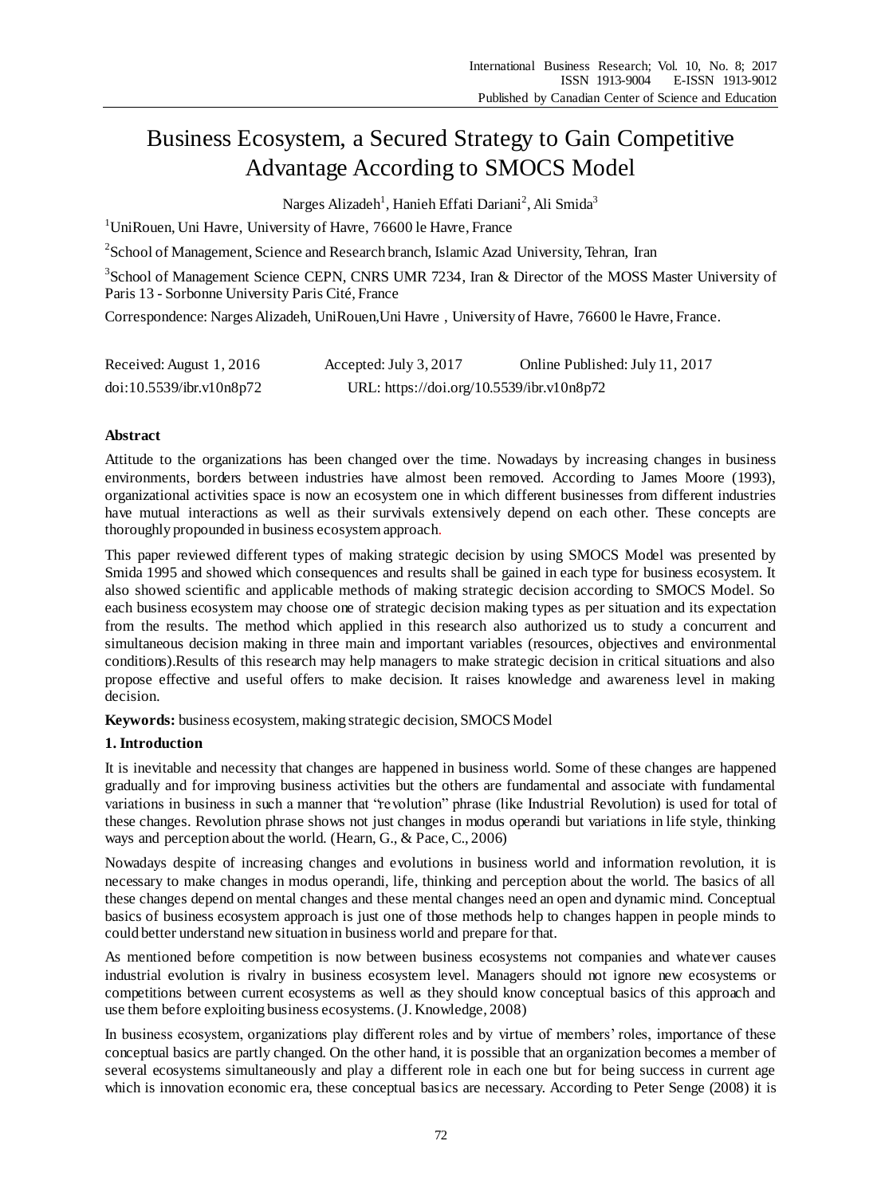# Business Ecosystem, a Secured Strategy to Gain Competitive Advantage According to SMOCS Model

Narges Alizadeh[1], Hanieh Effati Dariani[2], Ali Smida[3]

[1]UniRouen, Uni Havre, University of Havre, 76600 le Havre, France

[2]School of Management, Science and Research branch, Islamic Azad University, Tehran, Iran

[3]School of Management Science CEPN, CNRS UMR 7234, Iran & Director of the MOSS Master University of Paris 13 - Sorbonne University Paris Cité, France

Correspondence: Narges Alizadeh, UniRouen,Uni Havre , University of Havre, 76600 le Havre, France.

Received: August 1, 2016 Accepted: July 3, 2017 Online Published: July 11, 2017

doi:10.5539/ibr.v10n8p72 URL: https://doi.org/10.5539/ibr.v10n8p72

## Abstract

Attitude to the organizations has been changed over the time. Nowadays by increasing changes in business environments, borders between industries have almost been removed. According to James Moore (1993), organizational activities space is now an ecosystem one in which different businesses from different industries have mutual interactions as well as their survivals extensively depend on each other. These concepts are thoroughly propounded in business ecosystem approach.

This paper reviewed different types of making strategic decision by using SMOCS Model was presented by Smida 1995 and showed which consequences and results shall be gained in each type for business ecosystem. It also showed scientific and applicable methods of making strategic decision according to SMOCS Model. So each business ecosystem may choose one of strategic decision making types as per situation and its expectation from the results. The method which applied in this research also authorized us to study a concurrent and simultaneous decision making in three main and important variables (resources, objectives and environmental conditions).Results of this research may help managers to make strategic decision in critical situations and also propose effective and useful offers to make decision. It raises knowledge and awareness level in making decision.

**Keywords:** business ecosystem, making strategic decision, SMOCS Model

## 1. Introduction

It is inevitable and necessity that changes are happened in business world. Some of these changes are happened gradually and for improving business activities but the others are fundamental and associate with fundamental variations in business in such a manner that "revolution" phrase (like Industrial Revolution) is used for total of these changes. Revolution phrase shows not just changes in modus operandi but variations in life style, thinking ways and perception about the world. (Hearn, G., & Pace, C., 2006)

Nowadays despite of increasing changes and evolutions in business world and information revolution, it is necessary to make changes in modus operandi, life, thinking and perception about the world. The basics of all these changes depend on mental changes and these mental changes need an open and dynamic mind. Conceptual basics of business ecosystem approach is just one of those methods help to changes happen in people minds to could better understand new situation in business world and prepare for that.

As mentioned before competition is now between business ecosystems not companies and whatever causes industrial evolution is rivalry in business ecosystem level. Managers should not ignore new ecosystems or competitions between current ecosystems as well as they should know conceptual basics of this approach and use them before exploiting business ecosystems. (J. Knowledge, 2008)

In business ecosystem, organizations play different roles and by virtue of members' roles, importance of these conceptual basics are partly changed. On the other hand, it is possible that an organization becomes a member of several ecosystems simultaneously and play a different role in each one but for being success in current age which is innovation economic era, these conceptual basics are necessary. According to Peter Senge (2008) it is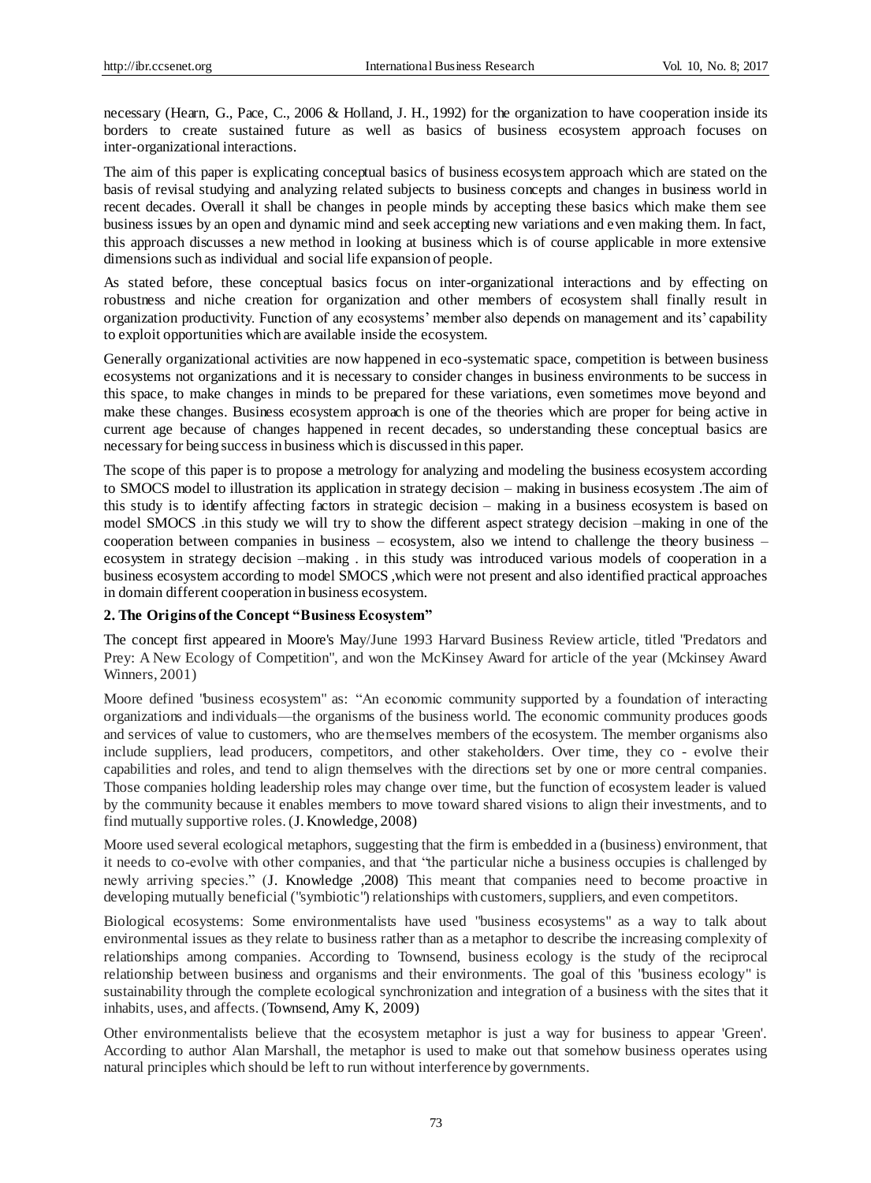necessary (Hearn, G., Pace, C., 2006 & Holland, J. H., 1992) for the organization to have cooperation inside its borders to create sustained future as well as basics of business ecosystem approach focuses on inter-organizational interactions.

The aim of this paper is explicating conceptual basics of business ecosystem approach which are stated on the basis of revisal studying and analyzing related subjects to business concepts and changes in business world in recent decades. Overall it shall be changes in people minds by accepting these basics which make them see business issues by an open and dynamic mind and seek accepting new variations and even making them. In fact, this approach discusses a new method in looking at business which is of course applicable in more extensive dimensions such as individual and social life expansion of people.

As stated before, these conceptual basics focus on inter-organizational interactions and by effecting on robustness and niche creation for organization and other members of ecosystem shall finally result in organization productivity. Function of any ecosystems' member also depends on management and its' capability to exploit opportunities which are available inside the ecosystem.

Generally organizational activities are now happened in eco-systematic space, competition is between business ecosystems not organizations and it is necessary to consider changes in business environments to be success in this space, to make changes in minds to be prepared for these variations, even sometimes move beyond and make these changes. Business ecosystem approach is one of the theories which are proper for being active in current age because of changes happened in recent decades, so understanding these conceptual basics are necessary for being success in business which is discussed in this paper.

The scope of this paper is to propose a metrology for analyzing and modeling the business ecosystem according to SMOCS model to illustration its application in strategy decision – making in business ecosystem .The aim of this study is to identify affecting factors in strategic decision – making in a business ecosystem is based on model SMOCS .in this study we will try to show the different aspect strategy decision –making in one of the cooperation between companies in business – ecosystem, also we intend to challenge the theory business – ecosystem in strategy decision –making . in this study was introduced various models of cooperation in a business ecosystem according to model SMOCS ,which were not present and also identified practical approaches in domain different cooperation in business ecosystem.

## 2. The Origins of the Concept "Business Ecosystem"

The concept first appeared in Moore's May/June 1993 Harvard Business Review article, titled "Predators and Prey: A New Ecology of Competition", and won the McKinsey Award for article of the year (Mckinsey Award Winners, 2001)

Moore defined "business ecosystem" as: "An economic community supported by a foundation of interacting organizations and individuals—the organisms of the business world. The economic community produces goods and services of value to customers, who are themselves members of the ecosystem. The member organisms also include suppliers, lead producers, competitors, and other stakeholders. Over time, they co - evolve their capabilities and roles, and tend to align themselves with the directions set by one or more central companies. Those companies holding leadership roles may change over time, but the function of ecosystem leader is valued by the community because it enables members to move toward shared visions to align their investments, and to find mutually supportive roles. (J. Knowledge, 2008)

Moore used several ecological metaphors, suggesting that the firm is embedded in a (business) environment, that it needs to co-evolve with other companies, and that "the particular niche a business occupies is challenged by newly arriving species." (J. Knowledge ,2008) This meant that companies need to become proactive in developing mutually beneficial ("symbiotic") relationships with customers, suppliers, and even competitors.

Biological ecosystems: Some environmentalists have used "business ecosystems" as a way to talk about environmental issues as they relate to business rather than as a metaphor to describe the increasing complexity of relationships among companies. According to Townsend, business ecology is the study of the reciprocal relationship between business and organisms and their environments. The goal of this "business ecology" is sustainability through the complete ecological synchronization and integration of a business with the sites that it inhabits, uses, and affects. (Townsend, Amy K, 2009)

Other environmentalists believe that the ecosystem metaphor is just a way for business to appear 'Green'. According to author Alan Marshall, the metaphor is used to make out that somehow business operates using natural principles which should be left to run without interference by governments.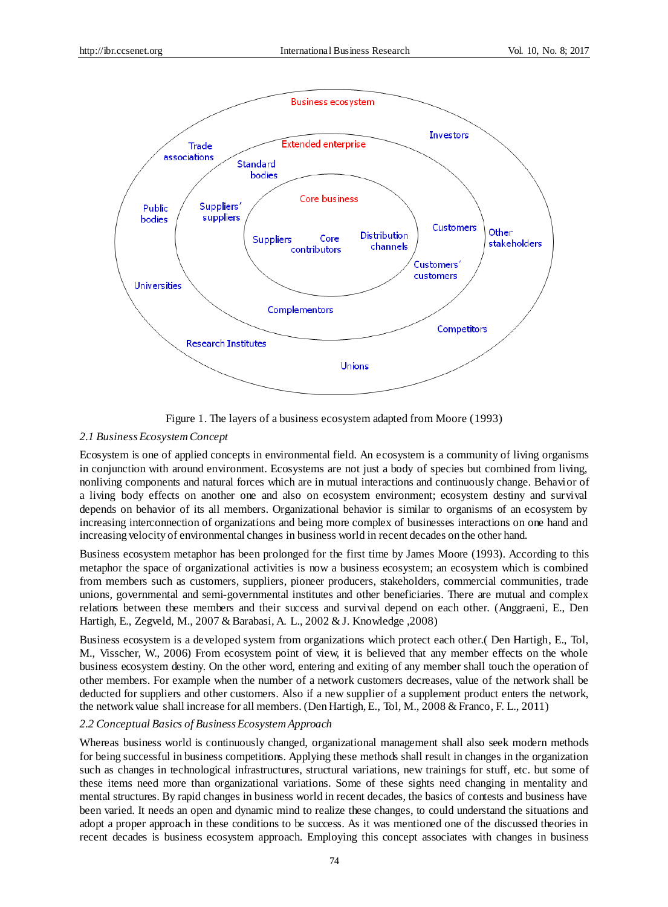Figure 1. The layers of a business ecosystem adapted from Moore (1993)

### *2.1 Business Ecosystem Concept*

Ecosystem is one of applied concepts in environmental field. An ecosystem is a community of living organisms in conjunction with around environment. Ecosystems are not just a body of species but combined from living, nonliving components and natural forces which are in mutual interactions and continuously change. Behavior of a living body effects on another one and also on ecosystem environment; ecosystem destiny and survival depends on behavior of its all members. Organizational behavior is similar to organisms of an ecosystem by increasing interconnection of organizations and being more complex of businesses interactions on one hand and increasing velocity of environmental changes in business world in recent decades on the other hand.

Business ecosystem metaphor has been prolonged for the first time by James Moore (1993). According to this metaphor the space of organizational activities is now a business ecosystem; an ecosystem which is combined from members such as customers, suppliers, pioneer producers, stakeholders, commercial communities, trade unions, governmental and semi-governmental institutes and other beneficiaries. There are mutual and complex relations between these members and their success and survival depend on each other. (Anggraeni, E., Den Hartigh, E., Zegveld, M., 2007 & Barabasi, A. L., 2002 & J. Knowledge ,2008)

Business ecosystem is a developed system from organizations which protect each other.( Den Hartigh, E., Tol, M., Visscher, W., 2006) From ecosystem point of view, it is believed that any member effects on the whole business ecosystem destiny. On the other word, entering and exiting of any member shall touch the operation of other members. For example when the number of a network customers decreases, value of the network shall be deducted for suppliers and other customers. Also if a new supplier of a supplement product enters the network, the network value shall increase for all members. (Den Hartigh, E., Tol, M., 2008 & Franco, F. L., 2011)

### *2.2 Conceptual Basics of Business Ecosystem Approach*

Whereas business world is continuously changed, organizational management shall also seek modern methods for being successful in business competitions. Applying these methods shall result in changes in the organization such as changes in technological infrastructures, structural variations, new trainings for stuff, etc. but some of these items need more than organizational variations. Some of these sights need changing in mentality and mental structures. By rapid changes in business world in recent decades, the basics of contests and business have been varied. It needs an open and dynamic mind to realize these changes, to could understand the situations and adopt a proper approach in these conditions to be success. As it was mentioned one of the discussed theories in recent decades is business ecosystem approach. Employing this concept associates with changes in business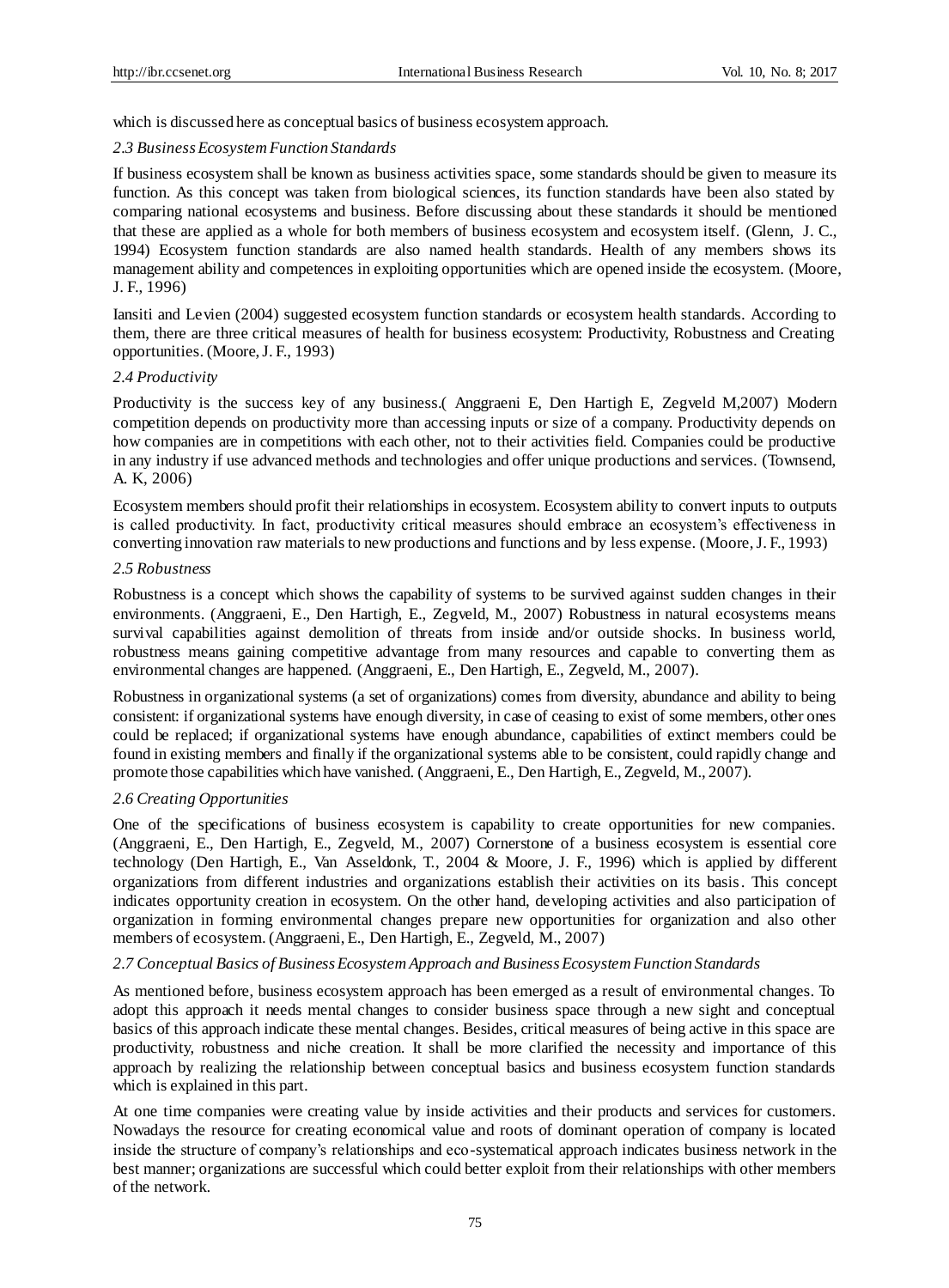which is discussed here as conceptual basics of business ecosystem approach.

### *2.3 Business Ecosystem Function Standards*

If business ecosystem shall be known as business activities space, some standards should be given to measure its function. As this concept was taken from biological sciences, its function standards have been also stated by comparing national ecosystems and business. Before discussing about these standards it should be mentioned that these are applied as a whole for both members of business ecosystem and ecosystem itself. (Glenn, J. C., 1994) Ecosystem function standards are also named health standards. Health of any members shows its management ability and competences in exploiting opportunities which are opened inside the ecosystem. (Moore, J. F., 1996)

Iansiti and Levien (2004) suggested ecosystem function standards or ecosystem health standards. According to them, there are three critical measures of health for business ecosystem: Productivity, Robustness and Creating opportunities. (Moore, J. F., 1993)

### *2.4 Productivity*

Productivity is the success key of any business.( Anggraeni E, Den Hartigh E, Zegveld M,2007) Modern competition depends on productivity more than accessing inputs or size of a company. Productivity depends on how companies are in competitions with each other, not to their activities field. Companies could be productive in any industry if use advanced methods and technologies and offer unique productions and services. (Townsend, A. K, 2006)

Ecosystem members should profit their relationships in ecosystem. Ecosystem ability to convert inputs to outputs is called productivity. In fact, productivity critical measures should embrace an ecosystem's effectiveness in converting innovation raw materials to new productions and functions and by less expense. (Moore, J. F., 1993)

### *2.5 Robustness*

Robustness is a concept which shows the capability of systems to be survived against sudden changes in their environments. (Anggraeni, E., Den Hartigh, E., Zegveld, M., 2007) Robustness in natural ecosystems means survival capabilities against demolition of threats from inside and/or outside shocks. In business world, robustness means gaining competitive advantage from many resources and capable to converting them as environmental changes are happened. (Anggraeni, E., Den Hartigh, E., Zegveld, M., 2007).

Robustness in organizational systems (a set of organizations) comes from diversity, abundance and ability to being consistent: if organizational systems have enough diversity, in case of ceasing to exist of some members, other ones could be replaced; if organizational systems have enough abundance, capabilities of extinct members could be found in existing members and finally if the organizational systems able to be consistent, could rapidly change and promote those capabilities which have vanished. (Anggraeni, E., Den Hartigh, E., Zegveld, M., 2007).

### *2.6 Creating Opportunities*

One of the specifications of business ecosystem is capability to create opportunities for new companies. (Anggraeni, E., Den Hartigh, E., Zegveld, M., 2007) Cornerstone of a business ecosystem is essential core technology (Den Hartigh, E., Van Asseldonk, T., 2004 & Moore, J. F., 1996) which is applied by different organizations from different industries and organizations establish their activities on its basis. This concept indicates opportunity creation in ecosystem. On the other hand, developing activities and also participation of organization in forming environmental changes prepare new opportunities for organization and also other members of ecosystem. (Anggraeni, E., Den Hartigh, E., Zegveld, M., 2007)

### *2.7 Conceptual Basics of Business Ecosystem Approach and Business Ecosystem Function Standards*

As mentioned before, business ecosystem approach has been emerged as a result of environmental changes. To adopt this approach it needs mental changes to consider business space through a new sight and conceptual basics of this approach indicate these mental changes. Besides, critical measures of being active in this space are productivity, robustness and niche creation. It shall be more clarified the necessity and importance of this approach by realizing the relationship between conceptual basics and business ecosystem function standards which is explained in this part.

At one time companies were creating value by inside activities and their products and services for customers. Nowadays the resource for creating economical value and roots of dominant operation of company is located inside the structure of company's relationships and eco-systematical approach indicates business network in the best manner; organizations are successful which could better exploit from their relationships with other members of the network.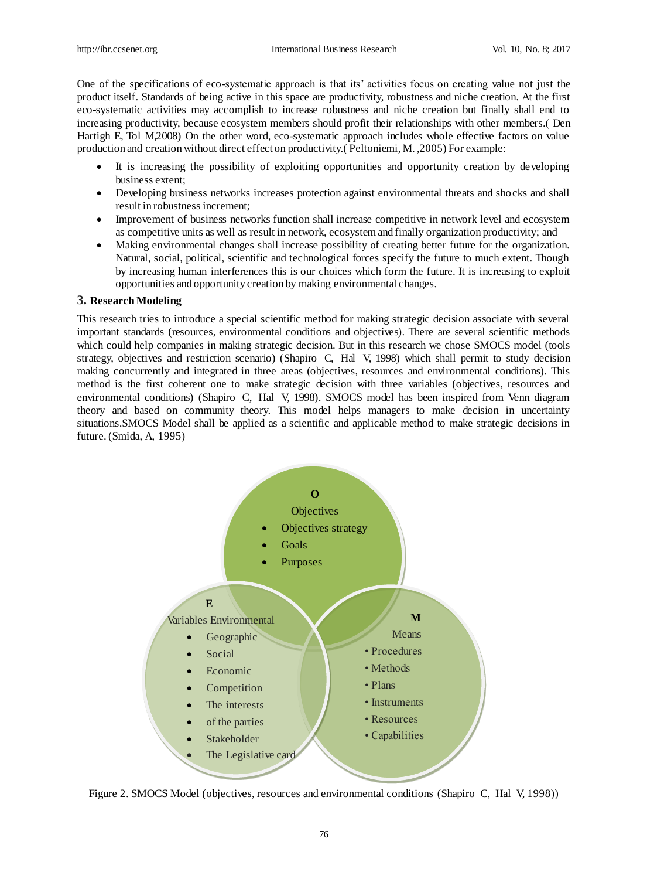One of the specifications of eco-systematic approach is that its' activities focus on creating value not just the product itself. Standards of being active in this space are productivity, robustness and niche creation. At the first eco-systematic activities may accomplish to increase robustness and niche creation but finally shall end to increasing productivity, because ecosystem members should profit their relationships with other members.( Den Hartigh E, Tol M,2008) On the other word, eco-systematic approach includes whole effective factors on value production and creation without direct effect on productivity.( Peltoniemi, M. ,2005) For example:

- It is increasing the possibility of exploiting opportunities and opportunity creation by developing business extent;
- Developing business networks increases protection against environmental threats and shocks and shall result in robustness increment;
- Improvement of business networks function shall increase competitive in network level and ecosystem as competitive units as well as result in network, ecosystem and finally organization productivity; and
- Making environmental changes shall increase possibility of creating better future for the organization. Natural, social, political, scientific and technological forces specify the future to much extent. Though by increasing human interferences this is our choices which form the future. It is increasing to exploit opportunities and opportunity creation by making environmental changes.

## 3. Research Modeling

This research tries to introduce a special scientific method for making strategic decision associate with several important standards (resources, environmental conditions and objectives). There are several scientific methods which could help companies in making strategic decision. But in this research we chose SMOCS model (tools strategy, objectives and restriction scenario) (Shapiro C, Hal V, 1998) which shall permit to study decision making concurrently and integrated in three areas (objectives, resources and environmental conditions). This method is the first coherent one to make strategic decision with three variables (objectives, resources and environmental conditions) (Shapiro C, Hal V, 1998). SMOCS model has been inspired from Venn diagram theory and based on community theory. This model helps managers to make decision in uncertainty situations.SMOCS Model shall be applied as a scientific and applicable method to make strategic decisions in future. (Smida, A, 1995)

**O**
Objectives
- Objectives strategy
- Goals
- Purposes

**E**
Variables Environmental
- Geographic
- Social
- Economic
- Competition
- The interests
- of the parties
- Stakeholder
- The Legislative card

**M**
Means
- Procedures
- Methods
- Plans
- Instruments
- Resources
- Capabilities

Figure 2. SMOCS Model (objectives, resources and environmental conditions (Shapiro C, Hal V, 1998))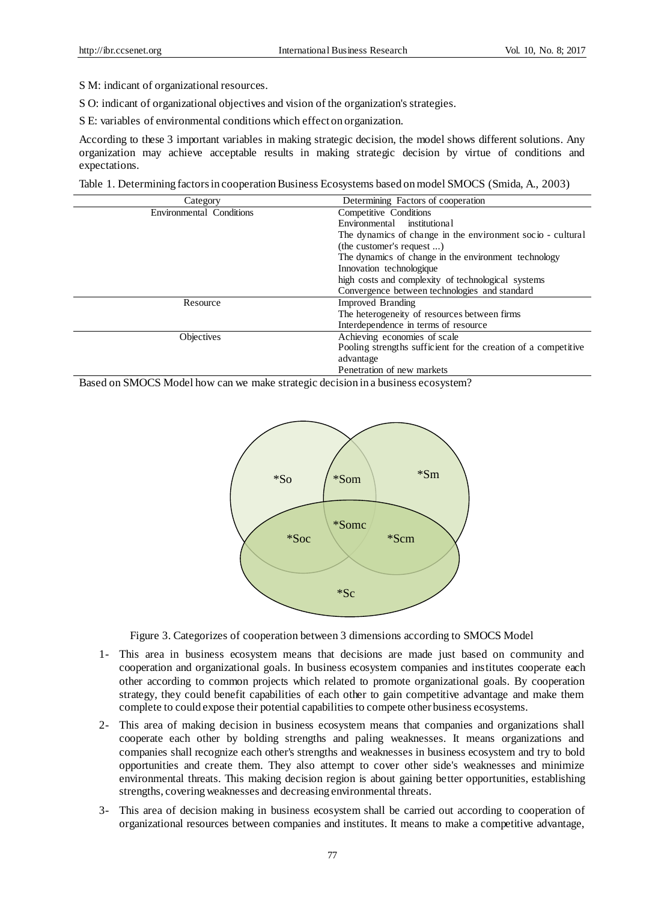S M: indicant of organizational resources.

S O: indicant of organizational objectives and vision of the organization's strategies.

S E: variables of environmental conditions which effect on organization.

According to these 3 important variables in making strategic decision, the model shows different solutions. Any organization may achieve acceptable results in making strategic decision by virtue of conditions and expectations.

Table 1. Determining factors in cooperation Business Ecosystems based on model SMOCS (Smida, A., 2003)

| Category | Determining Factors of cooperation |
|---|---|
| Environmental Conditions | Competitive Conditions<br>Environmental institutional<br>The dynamics of change in the environment socio - cultural (the customer's request ...)<br>The dynamics of change in the environment technology<br>Innovation technologique<br>high costs and complexity of technological systems<br>Convergence between technologies and standard |
| Resource | Improved Branding<br>The heterogeneity of resources between firms<br>Interdependence in terms of resource |
| Objectives | Achieving economies of scale<br>Pooling strengths sufficient for the creation of a competitive advantage<br>Penetration of new markets |

Based on SMOCS Model how can we make strategic decision in a business ecosystem?

*So *Som *Sm *Somc *Soc *Scm *Sc

Figure 3. Categorizes of cooperation between 3 dimensions according to SMOCS Model

1- This area in business ecosystem means that decisions are made just based on community and cooperation and organizational goals. In business ecosystem companies and institutes cooperate each other according to common projects which related to promote organizational goals. By cooperation strategy, they could benefit capabilities of each other to gain competitive advantage and make them complete to could expose their potential capabilities to compete other business ecosystems.

2- This area of making decision in business ecosystem means that companies and organizations shall cooperate each other by bolding strengths and paling weaknesses. It means organizations and companies shall recognize each other's strengths and weaknesses in business ecosystem and try to bold opportunities and create them. They also attempt to cover other side's weaknesses and minimize environmental threats. This making decision region is about gaining better opportunities, establishing strengths, covering weaknesses and decreasing environmental threats.

3- This area of decision making in business ecosystem shall be carried out according to cooperation of organizational resources between companies and institutes. It means to make a competitive advantage,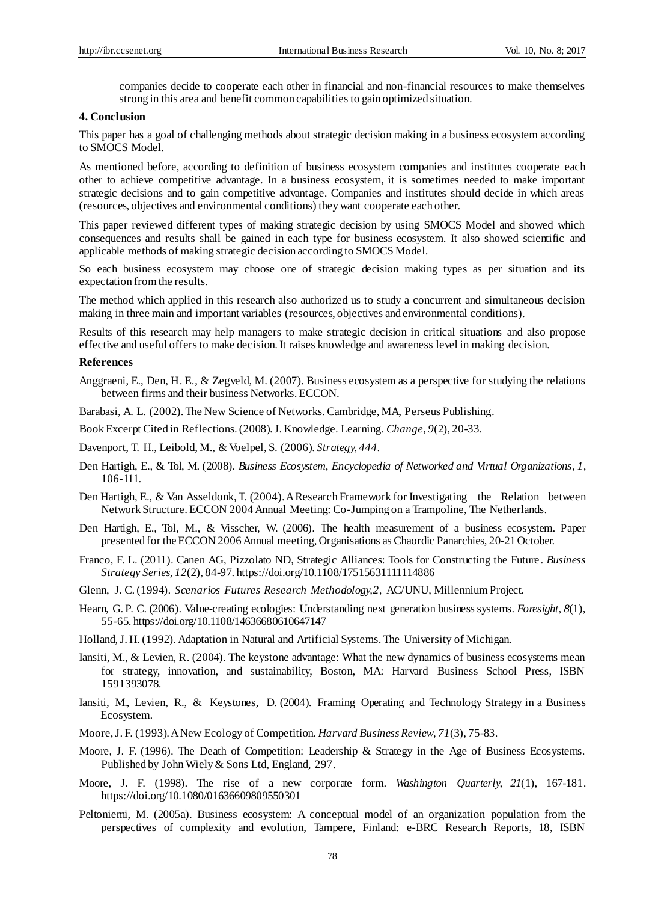companies decide to cooperate each other in financial and non-financial resources to make themselves strong in this area and benefit common capabilities to gain optimized situation.

## 4. Conclusion

This paper has a goal of challenging methods about strategic decision making in a business ecosystem according to SMOCS Model.

As mentioned before, according to definition of business ecosystem companies and institutes cooperate each other to achieve competitive advantage. In a business ecosystem, it is sometimes needed to make important strategic decisions and to gain competitive advantage. Companies and institutes should decide in which areas (resources, objectives and environmental conditions) they want cooperate each other.

This paper reviewed different types of making strategic decision by using SMOCS Model and showed which consequences and results shall be gained in each type for business ecosystem. It also showed scientific and applicable methods of making strategic decision according to SMOCS Model.

So each business ecosystem may choose one of strategic decision making types as per situation and its expectation from the results.

The method which applied in this research also authorized us to study a concurrent and simultaneous decision making in three main and important variables (resources, objectives and environmental conditions).

Results of this research may help managers to make strategic decision in critical situations and also propose effective and useful offers to make decision. It raises knowledge and awareness level in making decision.

## References

Anggraeni, E., Den, H. E., & Zegveld, M. (2007). Business ecosystem as a perspective for studying the relations between firms and their business Networks. ECCON.

Barabasi, A. L. (2002). The New Science of Networks. Cambridge, MA, Perseus Publishing.

Book Excerpt Cited in Reflections. (2008). J. Knowledge. Learning. *Change, 9*(2), 20-33.

Davenport, T. H., Leibold, M., & Voelpel, S. (2006). *Strategy, 444*.

Den Hartigh, E., & Tol, M. (2008). *Business Ecosystem, Encyclopedia of Networked and Virtual Organizations, 1*, 106-111.

Den Hartigh, E., & Van Asseldonk, T. (2004). A Research Framework for Investigating the Relation between Network Structure. ECCON 2004 Annual Meeting: Co-Jumping on a Trampoline, The Netherlands.

Den Hartigh, E., Tol, M., & Visscher, W. (2006). The health measurement of a business ecosystem. Paper presented for the ECCON 2006 Annual meeting, Organisations as Chaordic Panarchies, 20-21 October.

Franco, F. L. (2011). Canen AG, Pizzolato ND, Strategic Alliances: Tools for Constructing the Future. *Business Strategy Series, 12*(2), 84-97. https://doi.org/10.1108/17515631111114886

Glenn, J. C. (1994). *Scenarios Futures Research Methodology,2,* AC/UNU, Millennium Project.

Hearn, G. P. C. (2006). Value-creating ecologies: Understanding next generation business systems. *Foresight, 8*(1), 55-65. https://doi.org/10.1108/14636680610647147

Holland, J. H. (1992). Adaptation in Natural and Artificial Systems. The University of Michigan.

Iansiti, M., & Levien, R. (2004). The keystone advantage: What the new dynamics of business ecosystems mean for strategy, innovation, and sustainability, Boston, MA: Harvard Business School Press, ISBN 1591393078.

Iansiti, M., Levien, R., & Keystones, D. (2004). Framing Operating and Technology Strategy in a Business Ecosystem.

Moore, J. F. (1993). A New Ecology of Competition. *Harvard Business Review, 71*(3), 75-83.

Moore, J. F. (1996). The Death of Competition: Leadership & Strategy in the Age of Business Ecosystems. Published by John Wiely & Sons Ltd, England, 297.

Moore, J. F. (1998). The rise of a new corporate form. *Washington Quarterly, 21*(1), 167-181. https://doi.org/10.1080/01636609809550301

Peltoniemi, M. (2005a). Business ecosystem: A conceptual model of an organization population from the perspectives of complexity and evolution, Tampere, Finland: e-BRC Research Reports, 18, ISBN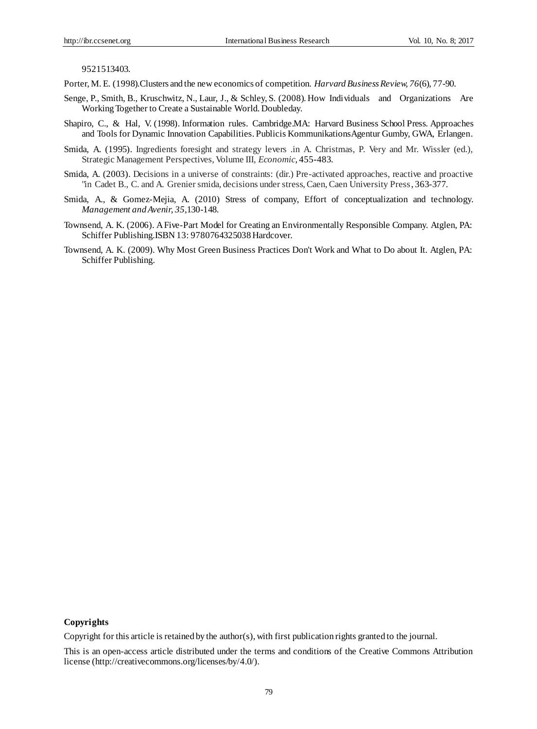9521513403.

Porter, M. E. (1998).Clusters and the new economics of competition. *Harvard Business Review, 76*(6), 77-90.

Senge, P., Smith, B., Kruschwitz, N., Laur, J., & Schley, S. (2008). How Individuals and Organizations Are Working Together to Create a Sustainable World. Doubleday.

Shapiro, C., & Hal, V. (1998). Information rules. Cambridge.MA: Harvard Business School Press. Approaches and Tools for Dynamic Innovation Capabilities. Publicis KommunikationsAgentur Gumby, GWA, Erlangen.

Smida, A. (1995). Ingredients foresight and strategy levers .in A. Christmas, P. Very and Mr. Wissler (ed.), Strategic Management Perspectives, Volume III, *Economic*, 455-483.

Smida, A. (2003). Decisions in a universe of constraints: (dir.) Pre-activated approaches, reactive and proactive 'in Cadet B., C. and A. Grenier smida, decisions under stress, Caen, Caen University Press, 363-377.

Smida, A., & Gomez-Mejia, A. (2010) Stress of company, Effort of conceptualization and technology. *Management and Avenir, 35*,130-148.

Townsend, A. K. (2006). A Five-Part Model for Creating an Environmentally Responsible Company. Atglen, PA: Schiffer Publishing.ISBN 13: 9780764325038 Hardcover.

Townsend, A. K. (2009). Why Most Green Business Practices Don't Work and What to Do about It. Atglen, PA: Schiffer Publishing.

**Copyrights**

Copyright for this article is retained by the author(s), with first publication rights granted to the journal.

This is an open-access article distributed under the terms and conditions of the Creative Commons Attribution license (http://creativecommons.org/licenses/by/4.0/).